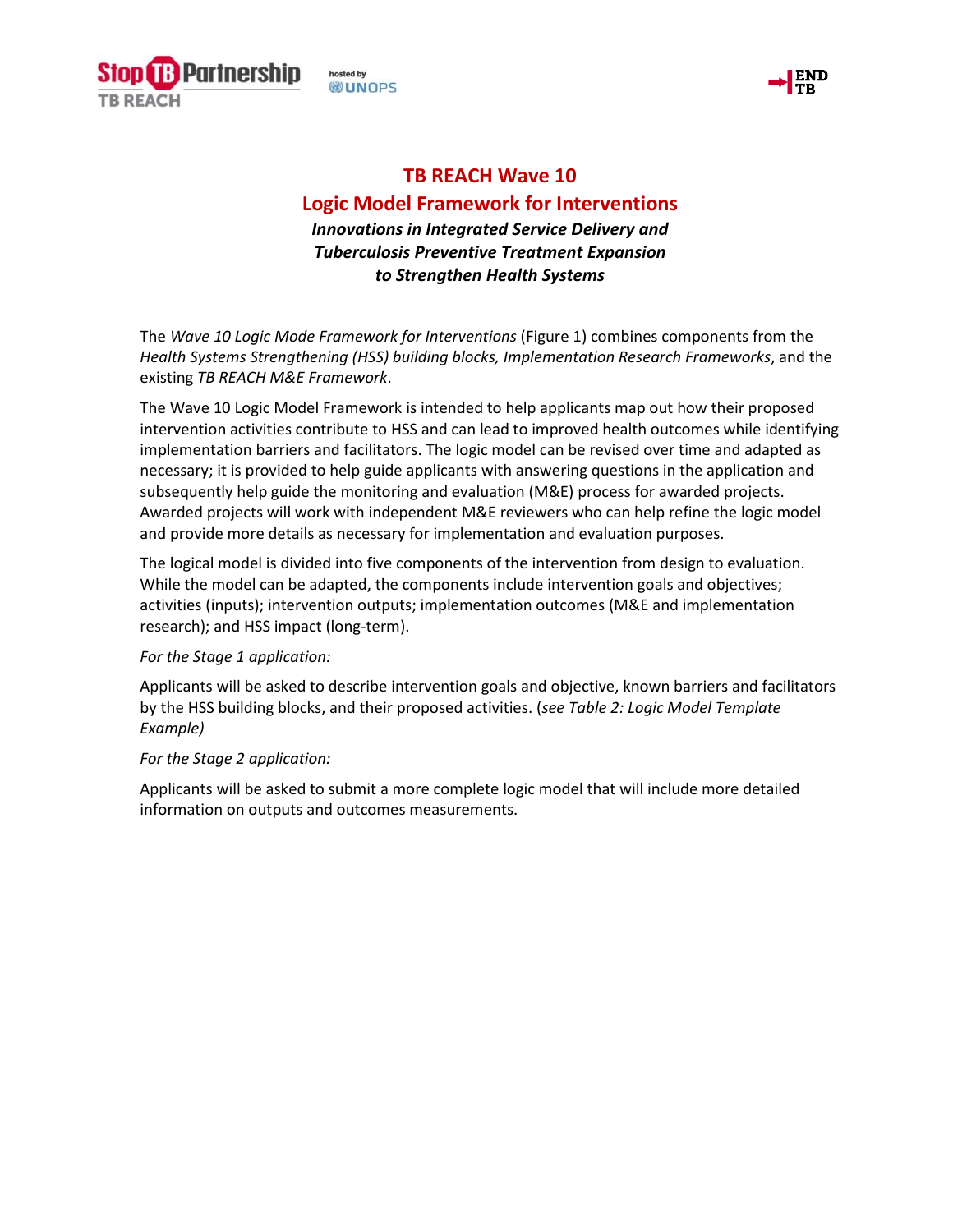# TB REACH Wave 10

## Logic Model Framework for Interventions

### *Innovations in Integrated Service Delivery and Tuberculosis Preventive Treatment Expansion to Strengthen Health Systems*

The *Wave 10 Logic Mode Framework for Interventions* (Figure 1) combines components from the *Health Systems Strengthening (HSS) building blocks, Implementation Research Frameworks*, and the existing *TB REACH M&E Framework*.

The Wave 10 Logic Model Framework is intended to help applicants map out how their proposed intervention activities contribute to HSS and can lead to improved health outcomes while identifying implementation barriers and facilitators. The logic model can be revised over time and adapted as necessary; it is provided to help guide applicants with answering questions in the application and subsequently help guide the monitoring and evaluation (M&E) process for awarded projects. Awarded projects will work with independent M&E reviewers who can help refine the logic model and provide more details as necessary for implementation and evaluation purposes.

The logical model is divided into five components of the intervention from design to evaluation. While the model can be adapted, the components include intervention goals and objectives; activities (inputs); intervention outputs; implementation outcomes (M&E and implementation research); and HSS impact (long-term).

*For the Stage 1 application:*

Applicants will be asked to describe intervention goals and objective, known barriers and facilitators by the HSS building blocks, and their proposed activities. (*see Table 2: Logic Model Template Example)*

*For the Stage 2 application:*

Applicants will be asked to submit a more complete logic model that will include more detailed information on outputs and outcomes measurements.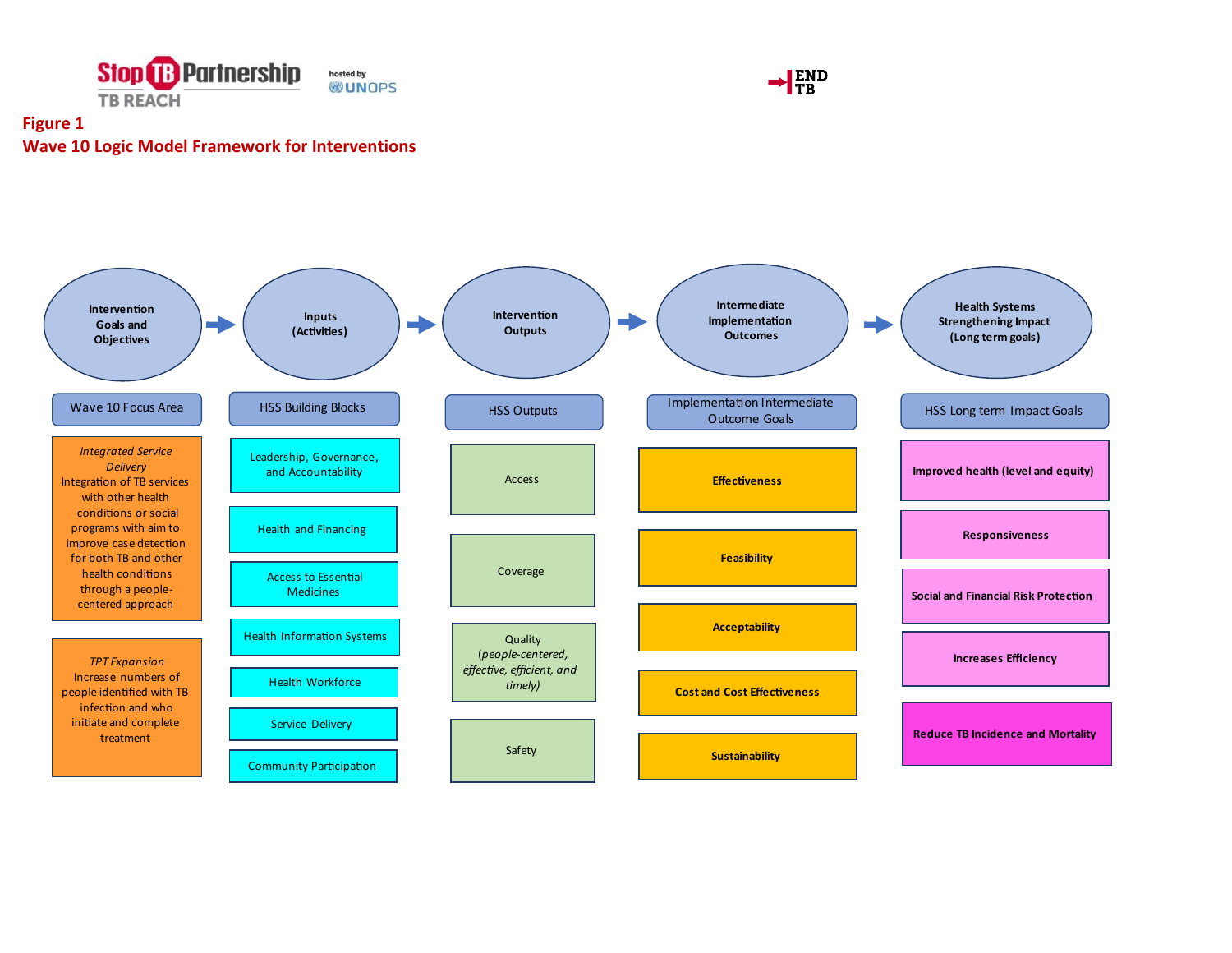**Figure 1**
**Wave 10 Logic Model Framework for Interventions**

| Intervention Goals and Objectives | Inputs (Activities) | Intervention Outputs | Intermediate Implementation Outcomes | Health Systems Strengthening Impact (Long term goals) |
|---|---|---|---|---|
| Wave 10 Focus Area | HSS Building Blocks | HSS Outputs | Implementation Intermediate Outcome Goals | HSS Long term Impact Goals |
| *Integrated Service Delivery* Integration of TB services with other health conditions or social programs with aim to improve case detection for both TB and other health conditions through a people-centered approach | Leadership, Governance, and Accountability | Access | **Effectiveness** | **Improved health (level and equity)** |
| *TPT Expansion* Increase numbers of people identified with TB infection and who initiate and complete treatment | Health and Financing | Coverage | **Feasibility** | **Responsiveness** |
| | Access to Essential Medicines | Quality (*people-centered, effective, efficient, and timely)* | **Acceptability** | **Social and Financial Risk Protection** |
| | Health Information Systems | Safety | **Cost and Cost Effectiveness** | **Increases Efficiency** |
| | Health Workforce | | **Sustainability** | **Reduce TB Incidence and Mortality** |
| | Service Delivery | | | |
| | Community Participation | | | |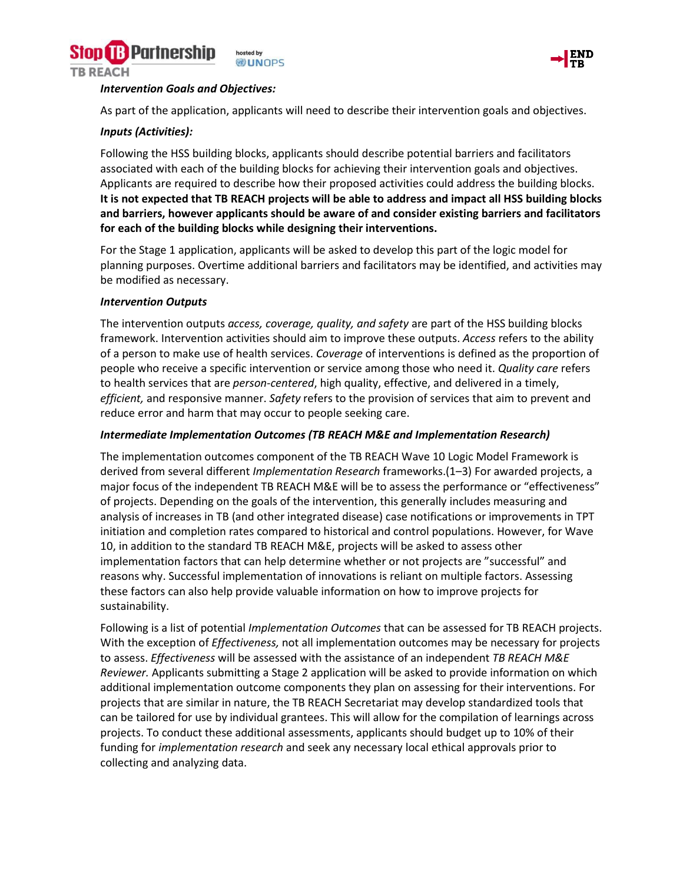***Intervention Goals and Objectives:***

As part of the application, applicants will need to describe their intervention goals and objectives.

***Inputs (Activities):***

Following the HSS building blocks, applicants should describe potential barriers and facilitators associated with each of the building blocks for achieving their intervention goals and objectives. Applicants are required to describe how their proposed activities could address the building blocks. **It is not expected that TB REACH projects will be able to address and impact all HSS building blocks and barriers, however applicants should be aware of and consider existing barriers and facilitators for each of the building blocks while designing their interventions.**

For the Stage 1 application, applicants will be asked to develop this part of the logic model for planning purposes. Overtime additional barriers and facilitators may be identified, and activities may be modified as necessary.

***Intervention Outputs***

The intervention outputs *access, coverage, quality, and safety* are part of the HSS building blocks framework. Intervention activities should aim to improve these outputs. *Access* refers to the ability of a person to make use of health services. *Coverage* of interventions is defined as the proportion of people who receive a specific intervention or service among those who need it. *Quality care* refers to health services that are *person-centered*, high quality, effective, and delivered in a timely, *efficient,* and responsive manner. *Safety* refers to the provision of services that aim to prevent and reduce error and harm that may occur to people seeking care.

***Intermediate Implementation Outcomes (TB REACH M&E and Implementation Research)***

The implementation outcomes component of the TB REACH Wave 10 Logic Model Framework is derived from several different *Implementation Research* frameworks.(1–3) For awarded projects, a major focus of the independent TB REACH M&E will be to assess the performance or "effectiveness" of projects. Depending on the goals of the intervention, this generally includes measuring and analysis of increases in TB (and other integrated disease) case notifications or improvements in TPT initiation and completion rates compared to historical and control populations. However, for Wave 10, in addition to the standard TB REACH M&E, projects will be asked to assess other implementation factors that can help determine whether or not projects are "successful" and reasons why. Successful implementation of innovations is reliant on multiple factors. Assessing these factors can also help provide valuable information on how to improve projects for sustainability.

Following is a list of potential *Implementation Outcomes* that can be assessed for TB REACH projects. With the exception of *Effectiveness,* not all implementation outcomes may be necessary for projects to assess. *Effectiveness* will be assessed with the assistance of an independent *TB REACH M&E Reviewer.* Applicants submitting a Stage 2 application will be asked to provide information on which additional implementation outcome components they plan on assessing for their interventions. For projects that are similar in nature, the TB REACH Secretariat may develop standardized tools that can be tailored for use by individual grantees. This will allow for the compilation of learnings across projects. To conduct these additional assessments, applicants should budget up to 10% of their funding for *implementation research* and seek any necessary local ethical approvals prior to collecting and analyzing data.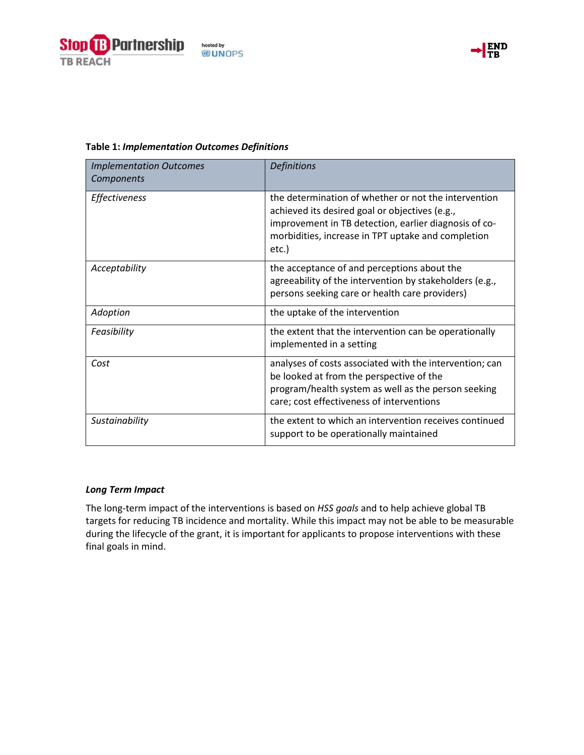**Table 1:** ***Implementation Outcomes Definitions***

| *Implementation Outcomes Components* | *Definitions* |
|---|---|
| *Effectiveness* | the determination of whether or not the intervention achieved its desired goal or objectives (e.g., improvement in TB detection, earlier diagnosis of co-morbidities, increase in TPT uptake and completion etc.) |
| *Acceptability* | the acceptance of and perceptions about the agreeability of the intervention by stakeholders (e.g., persons seeking care or health care providers) |
| *Adoption* | the uptake of the intervention |
| *Feasibility* | the extent that the intervention can be operationally implemented in a setting |
| *Cost* | analyses of costs associated with the intervention; can be looked at from the perspective of the program/health system as well as the person seeking care; cost effectiveness of interventions |
| *Sustainability* | the extent to which an intervention receives continued support to be operationally maintained |

***Long Term Impact***

The long-term impact of the interventions is based on *HSS goals* and to help achieve global TB targets for reducing TB incidence and mortality. While this impact may not be able to be measurable during the lifecycle of the grant, it is important for applicants to propose interventions with these final goals in mind.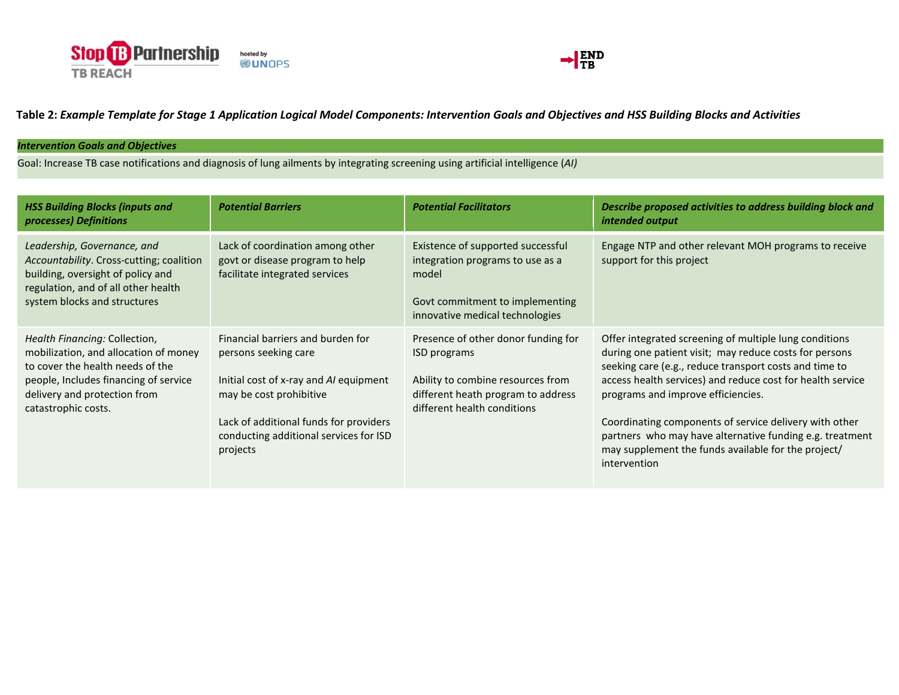**Table 2:** ***Example Template for Stage 1 Application Logical Model Components: Intervention Goals and Objectives and HSS Building Blocks and Activities***

***Intervention Goals and Objectives***

Goal: Increase TB case notifications and diagnosis of lung ailments by integrating screening using artificial intelligence (*AI)*

| ***HSS Building Blocks (inputs and processes) Definitions*** | ***Potential Barriers*** | ***Potential Facilitators*** | ***Describe proposed activities to address building block and intended output*** |
|---|---|---|---|
| *Leadership, Governance, and Accountability*. Cross-cutting; coalition building, oversight of policy and regulation, and of all other health system blocks and structures | Lack of coordination among other govt or disease program to help facilitate integrated services | Existence of supported successful integration programs to use as a model<br><br>Govt commitment to implementing innovative medical technologies | Engage NTP and other relevant MOH programs to receive support for this project |
| *Health Financing:* Collection, mobilization, and allocation of money to cover the health needs of the people, Includes financing of service delivery and protection from catastrophic costs. | Financial barriers and burden for persons seeking care<br><br>Initial cost of x-ray and *AI* equipment may be cost prohibitive<br><br>Lack of additional funds for providers conducting additional services for ISD projects | Presence of other donor funding for ISD programs<br><br>Ability to combine resources from different heath program to address different health conditions | Offer integrated screening of multiple lung conditions during one patient visit; may reduce costs for persons seeking care (e.g., reduce transport costs and time to access health services) and reduce cost for health service programs and improve efficiencies.<br><br>Coordinating components of service delivery with other partners who may have alternative funding e.g. treatment may supplement the funds available for the project/ intervention |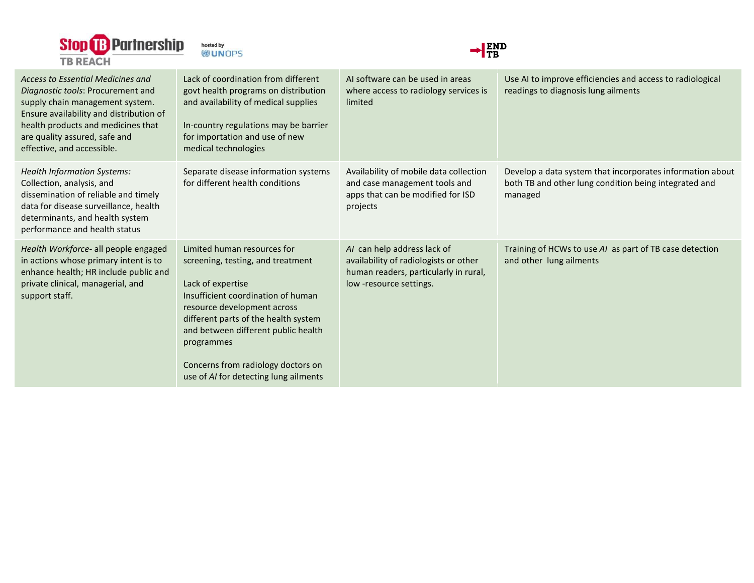| | | | |
|---|---|---|---|
| *Access to Essential Medicines and Diagnostic tools*: Procurement and supply chain management system. Ensure availability and distribution of health products and medicines that are quality assured, safe and effective, and accessible. | Lack of coordination from different govt health programs on distribution and availability of medical supplies<br><br>In-country regulations may be barrier for importation and use of new medical technologies | AI software can be used in areas where access to radiology services is limited | Use AI to improve efficiencies and access to radiological readings to diagnosis lung ailments |
| *Health Information Systems:* Collection, analysis, and dissemination of reliable and timely data for disease surveillance, health determinants, and health system performance and health status | Separate disease information systems for different health conditions | Availability of mobile data collection and case management tools and apps that can be modified for ISD projects | Develop a data system that incorporates information about both TB and other lung condition being integrated and managed |
| *Health Workforce*- all people engaged in actions whose primary intent is to enhance health; HR include public and private clinical, managerial, and support staff. | Limited human resources for screening, testing, and treatment<br><br>Lack of expertise<br>Insufficient coordination of human resource development across different parts of the health system and between different public health programmes<br><br>Concerns from radiology doctors on use of *AI* for detecting lung ailments | *AI* can help address lack of availability of radiologists or other human readers, particularly in rural, low -resource settings. | Training of HCWs to use *AI* as part of TB case detection and other lung ailments |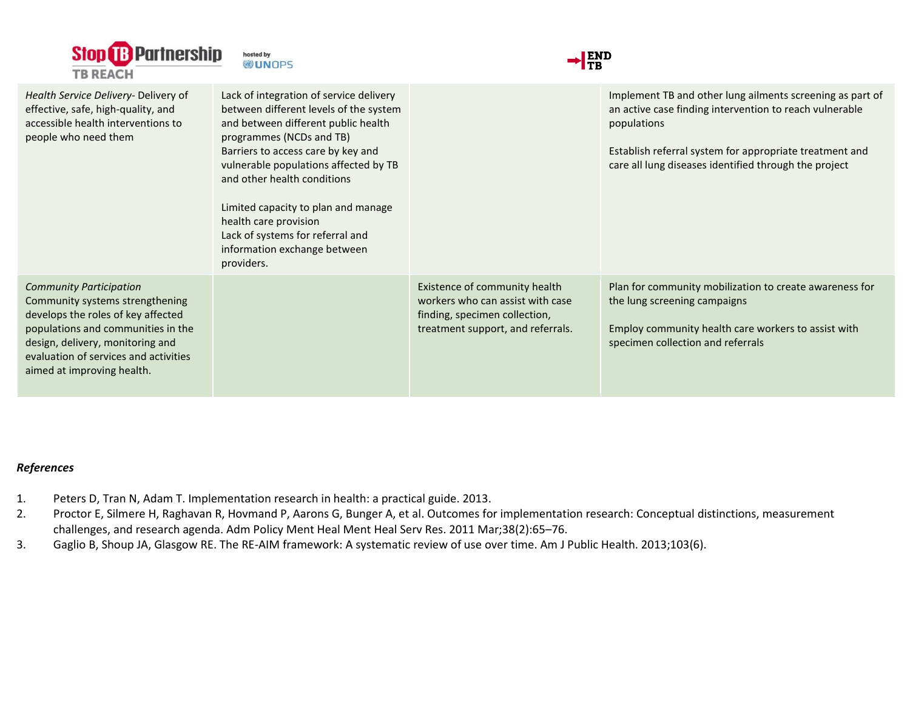| | | | |
|---|---|---|---|
| *Health Service Delivery*- Delivery of effective, safe, high-quality, and accessible health interventions to people who need them | Lack of integration of service delivery between different levels of the system and between different public health programmes (NCDs and TB)<br>Barriers to access care by key and vulnerable populations affected by TB and other health conditions<br><br>Limited capacity to plan and manage health care provision<br>Lack of systems for referral and information exchange between providers. | | Implement TB and other lung ailments screening as part of an active case finding intervention to reach vulnerable populations<br><br>Establish referral system for appropriate treatment and care all lung diseases identified through the project |
| *Community Participation*<br>Community systems strengthening develops the roles of key affected populations and communities in the design, delivery, monitoring and evaluation of services and activities aimed at improving health. | | Existence of community health workers who can assist with case finding, specimen collection, treatment support, and referrals. | Plan for community mobilization to create awareness for the lung screening campaigns<br><br>Employ community health care workers to assist with specimen collection and referrals |

***References***

1. Peters D, Tran N, Adam T. Implementation research in health: a practical guide. 2013.
2. Proctor E, Silmere H, Raghavan R, Hovmand P, Aarons G, Bunger A, et al. Outcomes for implementation research: Conceptual distinctions, measurement challenges, and research agenda. Adm Policy Ment Heal Ment Heal Serv Res. 2011 Mar;38(2):65–76.
3. Gaglio B, Shoup JA, Glasgow RE. The RE-AIM framework: A systematic review of use over time. Am J Public Health. 2013;103(6).